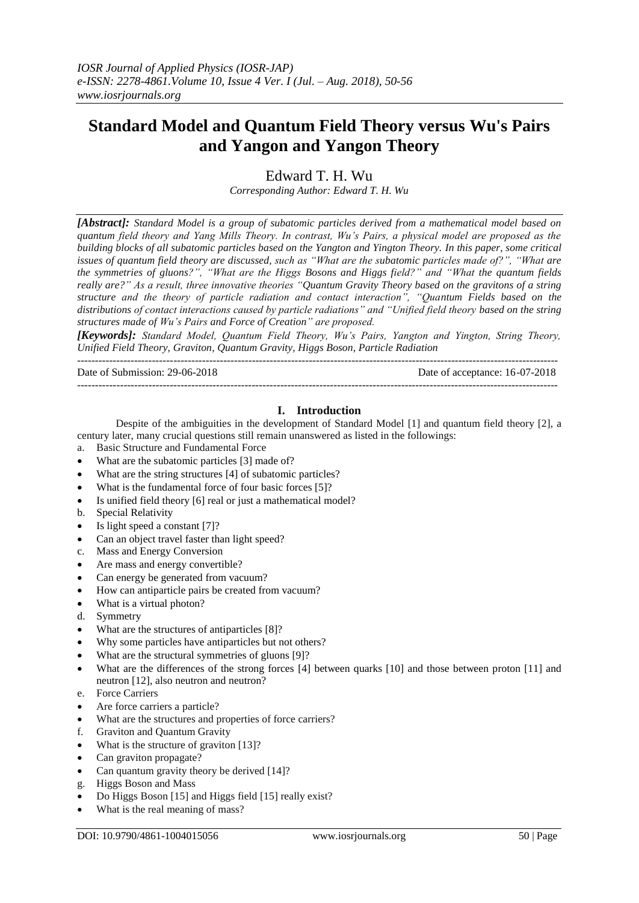# Standard Model and Quantum Field Theory versus Wu's Pairs and Yangon and Yangon Theory

Edward T. H. Wu

*Corresponding Author: Edward T. H. Wu*

***[Abstract]:*** *Standard Model is a group of subatomic particles derived from a mathematical model based on quantum field theory and Yang Mills Theory. In contrast, Wu's Pairs, a physical model are proposed as the building blocks of all subatomic particles based on the Yangton and Yington Theory. In this paper, some critical issues of quantum field theory are discussed, such as "What are the subatomic particles made of?", "What are the symmetries of gluons?", "What are the Higgs Bosons and Higgs field?" and "What the quantum fields really are?" As a result, three innovative theories "Quantum Gravity Theory based on the gravitons of a string structure and the theory of particle radiation and contact interaction", "Quantum Fields based on the distributions of contact interactions caused by particle radiations" and "Unified field theory based on the string structures made of Wu's Pairs and Force of Creation" are proposed.*

***[Keywords]:*** *Standard Model, Quantum Field Theory, Wu's Pairs, Yangton and Yington, String Theory, Unified Field Theory, Graviton, Quantum Gravity, Higgs Boson, Particle Radiation*

Date of Submission: 29-06-2018 Date of acceptance: 16-07-2018

## I. Introduction

Despite of the ambiguities in the development of Standard Model [1] and quantum field theory [2], a century later, many crucial questions still remain unanswered as listed in the followings:

a. Basic Structure and Fundamental Force
- What are the subatomic particles [3] made of?
- What are the string structures [4] of subatomic particles?
- What is the fundamental force of four basic forces [5]?
- Is unified field theory [6] real or just a mathematical model?

b. Special Relativity
- Is light speed a constant [7]?
- Can an object travel faster than light speed?

c. Mass and Energy Conversion
- Are mass and energy convertible?
- Can energy be generated from vacuum?
- How can antiparticle pairs be created from vacuum?
- What is a virtual photon?

d. Symmetry
- What are the structures of antiparticles [8]?
- Why some particles have antiparticles but not others?
- What are the structural symmetries of gluons [9]?
- What are the differences of the strong forces [4] between quarks [10] and those between proton [11] and neutron [12], also neutron and neutron?

e. Force Carriers
- Are force carriers a particle?
- What are the structures and properties of force carriers?

f. Graviton and Quantum Gravity
- What is the structure of graviton [13]?
- Can graviton propagate?
- Can quantum gravity theory be derived [14]?

g. Higgs Boson and Mass
- Do Higgs Boson [15] and Higgs field [15] really exist?
- What is the real meaning of mass?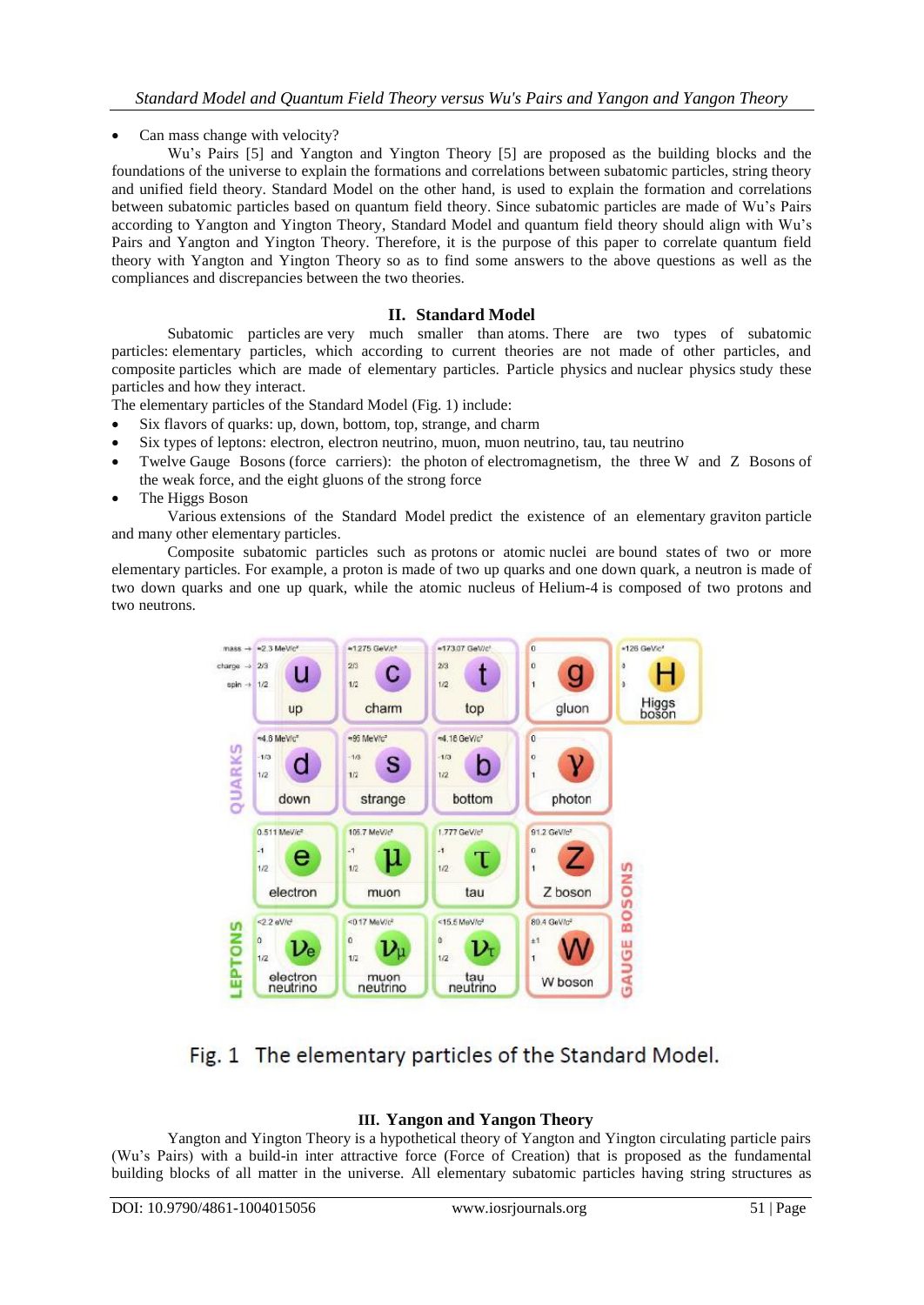- Can mass change with velocity?

Wu's Pairs [5] and Yangton and Yington Theory [5] are proposed as the building blocks and the foundations of the universe to explain the formations and correlations between subatomic particles, string theory and unified field theory. Standard Model on the other hand, is used to explain the formation and correlations between subatomic particles based on quantum field theory. Since subatomic particles are made of Wu's Pairs according to Yangton and Yington Theory, Standard Model and quantum field theory should align with Wu's Pairs and Yangton and Yington Theory. Therefore, it is the purpose of this paper to correlate quantum field theory with Yangton and Yington Theory so as to find some answers to the above questions as well as the compliances and discrepancies between the two theories.

## II. Standard Model

Subatomic particles are very much smaller than atoms. There are two types of subatomic particles: elementary particles, which according to current theories are not made of other particles, and composite particles which are made of elementary particles. Particle physics and nuclear physics study these particles and how they interact.

The elementary particles of the Standard Model (Fig. 1) include:

- Six flavors of quarks: up, down, bottom, top, strange, and charm
- Six types of leptons: electron, electron neutrino, muon, muon neutrino, tau, tau neutrino
- Twelve Gauge Bosons (force carriers): the photon of electromagnetism, the three W and Z Bosons of the weak force, and the eight gluons of the strong force
- The Higgs Boson

Various extensions of the Standard Model predict the existence of an elementary graviton particle and many other elementary particles.

Composite subatomic particles such as protons or atomic nuclei are bound states of two or more elementary particles. For example, a proton is made of two up quarks and one down quark, a neutron is made of two down quarks and one up quark, while the atomic nucleus of Helium-4 is composed of two protons and two neutrons.

| | | | | | |
|---|---|---|---|---|---|
| QUARKS | ≈2.3 MeV/c², 2/3, 1/2 **u** up | ≈1.275 GeV/c², 2/3, 1/2 **c** charm | ≈173.07 GeV/c², 2/3, 1/2 **t** top | 0, 0, 1 **g** gluon | ≈126 GeV/c², 0, 0 **H** Higgs boson |
| QUARKS | ≈4.8 MeV/c², -1/3, 1/2 **d** down | ≈95 MeV/c², -1/3, 1/2 **s** strange | ≈4.18 GeV/c², -1/3, 1/2 **b** bottom | 0, 0, 1 **γ** photon | |
| LEPTONS | 0.511 MeV/c², -1, 1/2 **e** electron | 105.7 MeV/c², -1, 1/2 **μ** muon | 1.777 GeV/c², -1, 1/2 **τ** tau | 91.2 GeV/c², 0, 1 **Z** Z boson (GAUGE BOSONS) | |
| LEPTONS | <2.2 eV/c², 0, 1/2 **$\nu_e$** electron neutrino | <0.17 MeV/c², 0, 1/2 **$\nu_\mu$** muon neutrino | <15.5 MeV/c², 0, 1/2 **$\nu_\tau$** tau neutrino | 80.4 GeV/c², ±1, 1 **W** W boson (GAUGE BOSONS) | |

(mass →, charge →, spin →)

Fig. 1 The elementary particles of the Standard Model.

## III. Yangton and Yangton Theory

Yangton and Yington Theory is a hypothetical theory of Yangton and Yington circulating particle pairs (Wu's Pairs) with a build-in inter attractive force (Force of Creation) that is proposed as the fundamental building blocks of all matter in the universe. All elementary subatomic particles having string structures as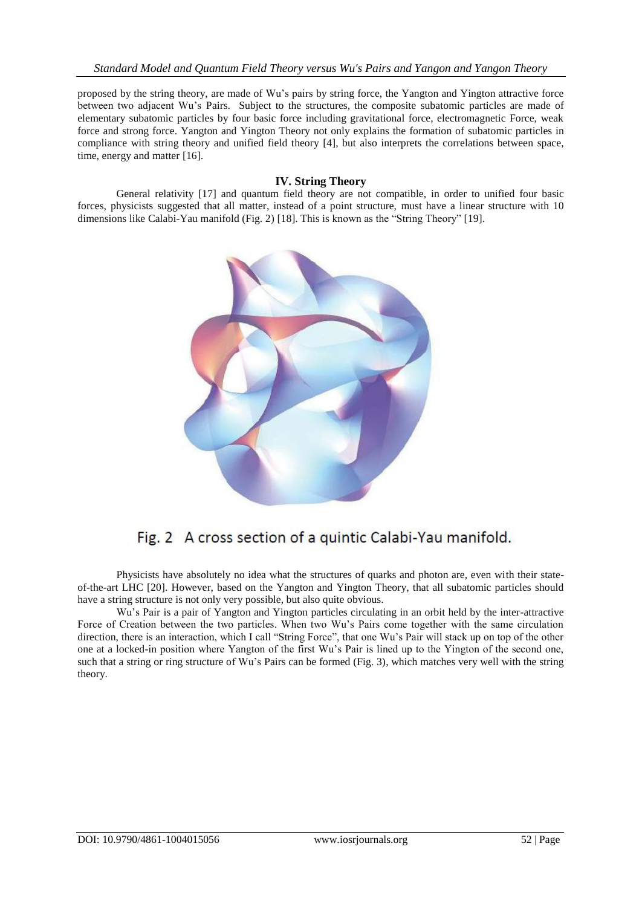proposed by the string theory, are made of Wu's pairs by string force, the Yangton and Yington attractive force between two adjacent Wu's Pairs. Subject to the structures, the composite subatomic particles are made of elementary subatomic particles by four basic force including gravitational force, electromagnetic Force, weak force and strong force. Yangton and Yington Theory not only explains the formation of subatomic particles in compliance with string theory and unified field theory [4], but also interprets the correlations between space, time, energy and matter [16].

## IV. String Theory

General relativity [17] and quantum field theory are not compatible, in order to unified four basic forces, physicists suggested that all matter, instead of a point structure, must have a linear structure with 10 dimensions like Calabi-Yau manifold (Fig. 2) [18]. This is known as the "String Theory" [19].

Fig. 2 A cross section of a quintic Calabi-Yau manifold.

Physicists have absolutely no idea what the structures of quarks and photon are, even with their state-of-the-art LHC [20]. However, based on the Yangton and Yington Theory, that all subatomic particles should have a string structure is not only very possible, but also quite obvious.

Wu's Pair is a pair of Yangton and Yington particles circulating in an orbit held by the inter-attractive Force of Creation between the two particles. When two Wu's Pairs come together with the same circulation direction, there is an interaction, which I call "String Force", that one Wu's Pair will stack up on top of the other one at a locked-in position where Yangton of the first Wu's Pair is lined up to the Yington of the second one, such that a string or ring structure of Wu's Pairs can be formed (Fig. 3), which matches very well with the string theory.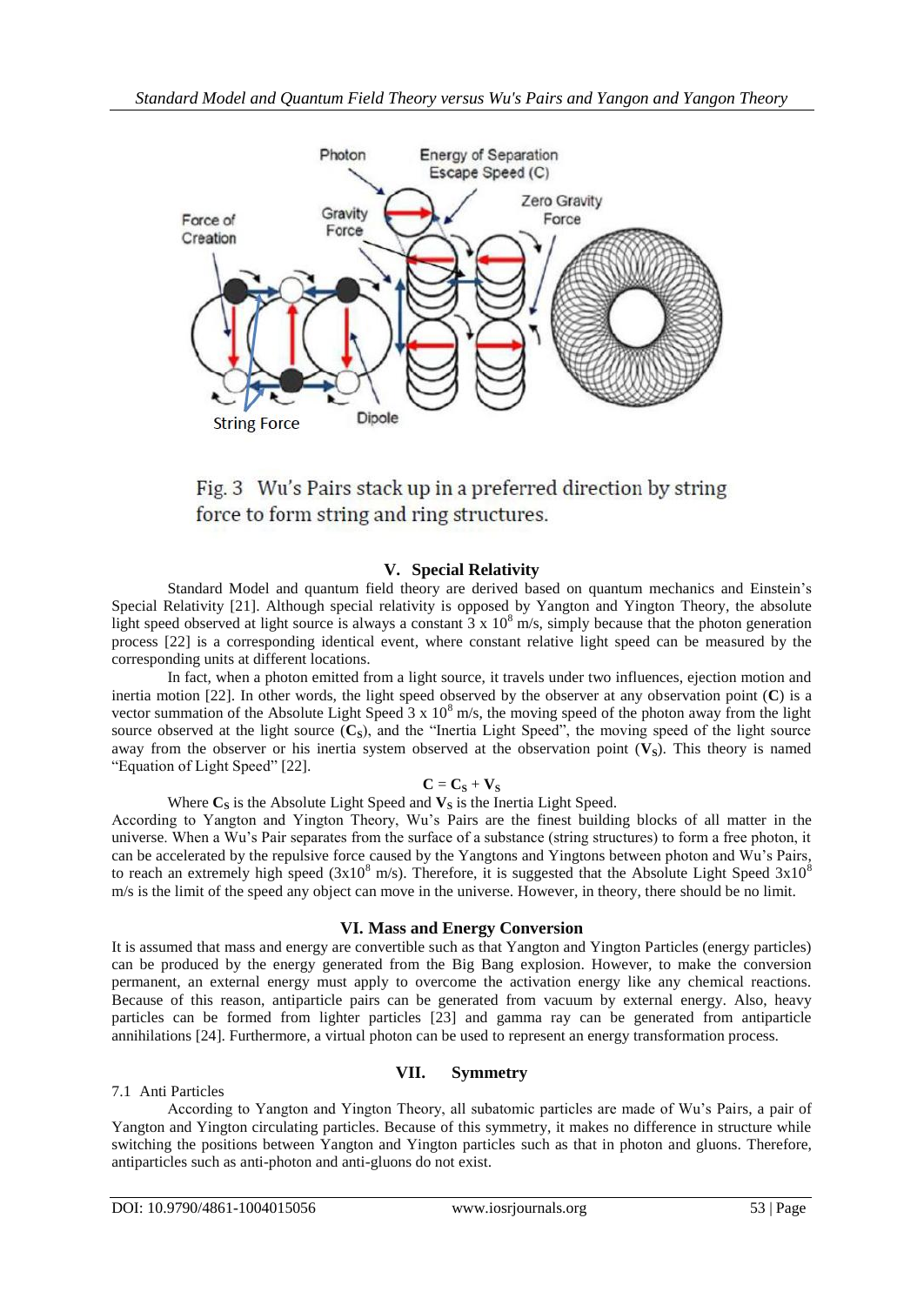Fig. 3 Wu's Pairs stack up in a preferred direction by string force to form string and ring structures.

## V. Special Relativity

Standard Model and quantum field theory are derived based on quantum mechanics and Einstein's Special Relativity [21]. Although special relativity is opposed by Yangton and Yington Theory, the absolute light speed observed at light source is always a constant $3 \times 10^8$ m/s, simply because that the photon generation process [22] is a corresponding identical event, where constant relative light speed can be measured by the corresponding units at different locations.

In fact, when a photon emitted from a light source, it travels under two influences, ejection motion and inertia motion [22]. In other words, the light speed observed by the observer at any observation point (**C**) is a vector summation of the Absolute Light Speed $3 \times 10^8$ m/s, the moving speed of the photon away from the light source observed at the light source ($\mathbf{C_S}$), and the "Inertia Light Speed", the moving speed of the light source away from the observer or his inertia system observed at the observation point ($\mathbf{V_S}$). This theory is named "Equation of Light Speed" [22].

$$\mathbf{C} = \mathbf{C_S} + \mathbf{V_S}$$

Where $\mathbf{C_S}$ is the Absolute Light Speed and $\mathbf{V_S}$ is the Inertia Light Speed.

According to Yangton and Yington Theory, Wu's Pairs are the finest building blocks of all matter in the universe. When a Wu's Pair separates from the surface of a substance (string structures) to form a free photon, it can be accelerated by the repulsive force caused by the Yangtons and Yingtons between photon and Wu's Pairs, to reach an extremely high speed ($3 \times 10^8$ m/s). Therefore, it is suggested that the Absolute Light Speed $3 \times 10^8$ m/s is the limit of the speed any object can move in the universe. However, in theory, there should be no limit.

## VI. Mass and Energy Conversion

It is assumed that mass and energy are convertible such as that Yangton and Yington Particles (energy particles) can be produced by the energy generated from the Big Bang explosion. However, to make the conversion permanent, an external energy must apply to overcome the activation energy like any chemical reactions. Because of this reason, antiparticle pairs can be generated from vacuum by external energy. Also, heavy particles can be formed from lighter particles [23] and gamma ray can be generated from antiparticle annihilations [24]. Furthermore, a virtual photon can be used to represent an energy transformation process.

## VII. Symmetry

### 7.1 Anti Particles

According to Yangton and Yington Theory, all subatomic particles are made of Wu's Pairs, a pair of Yangton and Yington circulating particles. Because of this symmetry, it makes no difference in structure while switching the positions between Yangton and Yington particles such as that in photon and gluons. Therefore, antiparticles such as anti-photon and anti-gluons do not exist.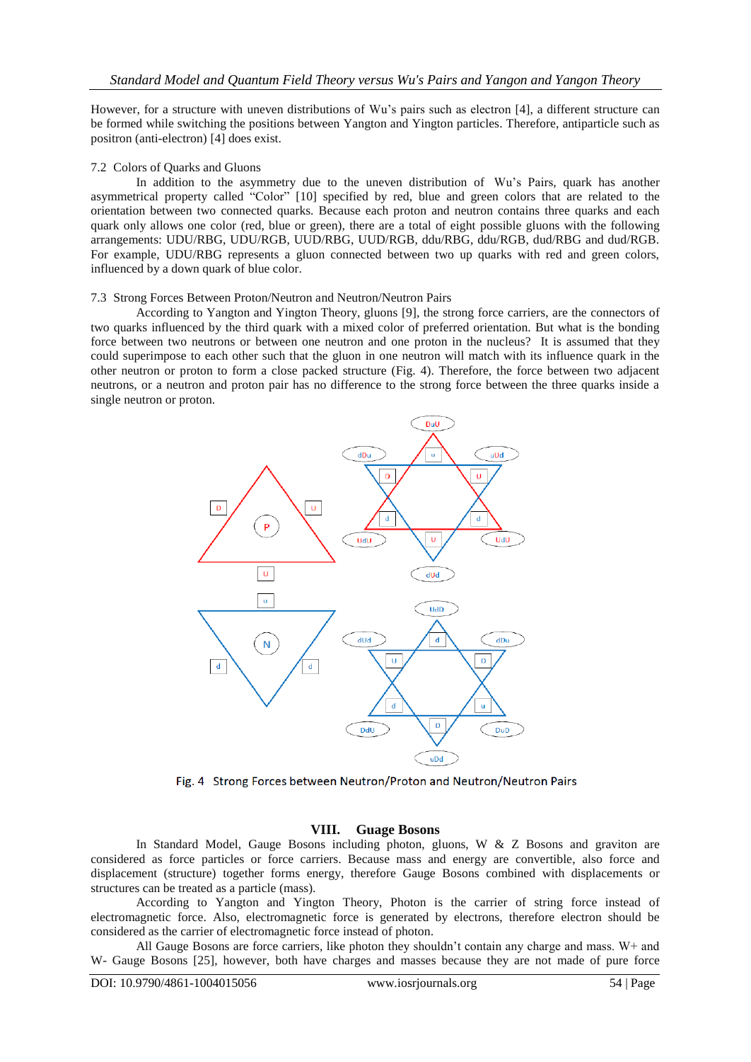However, for a structure with uneven distributions of Wu's pairs such as electron [4], a different structure can be formed while switching the positions between Yangton and Yington particles. Therefore, antiparticle such as positron (anti-electron) [4] does exist.

### 7.2 Colors of Quarks and Gluons

In addition to the asymmetry due to the uneven distribution of Wu's Pairs, quark has another asymmetrical property called "Color" [10] specified by red, blue and green colors that are related to the orientation between two connected quarks. Because each proton and neutron contains three quarks and each quark only allows one color (red, blue or green), there are a total of eight possible gluons with the following arrangements: UDU/RBG, UDU/RGB, UUD/RBG, UUD/RGB, ddu/RBG, ddu/RGB, dud/RBG and dud/RGB. For example, UDU/RBG represents a gluon connected between two up quarks with red and green colors, influenced by a down quark of blue color.

### 7.3 Strong Forces Between Proton/Neutron and Neutron/Neutron Pairs

According to Yangton and Yington Theory, gluons [9], the strong force carriers, are the connectors of two quarks influenced by the third quark with a mixed color of preferred orientation. But what is the bonding force between two neutrons or between one neutron and one proton in the nucleus? It is assumed that they could superimpose to each other such that the gluon in one neutron will match with its influence quark in the other neutron or proton to form a close packed structure (Fig. 4). Therefore, the force between two adjacent neutrons, or a neutron and proton pair has no difference to the strong force between the three quarks inside a single neutron or proton.

Fig. 4 Strong Forces between Neutron/Proton and Neutron/Neutron Pairs

## VIII. Guage Bosons

In Standard Model, Gauge Bosons including photon, gluons, W & Z Bosons and graviton are considered as force particles or force carriers. Because mass and energy are convertible, also force and displacement (structure) together forms energy, therefore Gauge Bosons combined with displacements or structures can be treated as a particle (mass).

According to Yangton and Yington Theory, Photon is the carrier of string force instead of electromagnetic force. Also, electromagnetic force is generated by electrons, therefore electron should be considered as the carrier of electromagnetic force instead of photon.

All Gauge Bosons are force carriers, like photon they shouldn't contain any charge and mass. W+ and W- Gauge Bosons [25], however, both have charges and masses because they are not made of pure force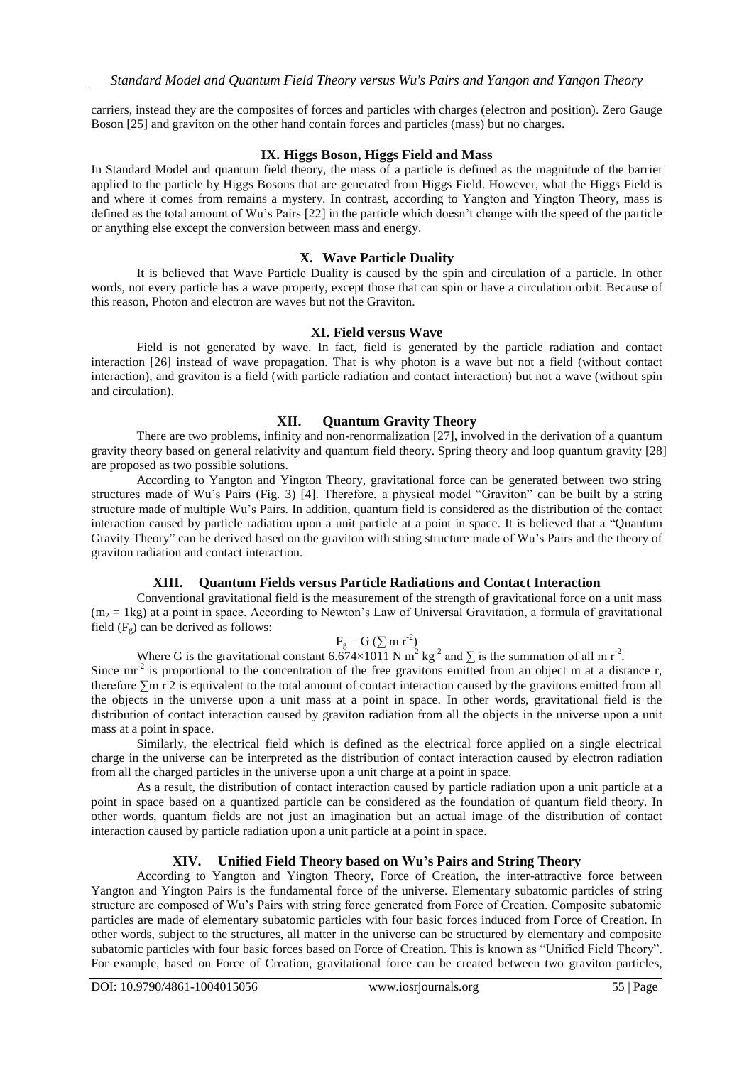carriers, instead they are the composites of forces and particles with charges (electron and position). Zero Gauge Boson [25] and graviton on the other hand contain forces and particles (mass) but no charges.

## IX. Higgs Boson, Higgs Field and Mass

In Standard Model and quantum field theory, the mass of a particle is defined as the magnitude of the barrier applied to the particle by Higgs Bosons that are generated from Higgs Field. However, what the Higgs Field is and where it comes from remains a mystery. In contrast, according to Yangton and Yington Theory, mass is defined as the total amount of Wu's Pairs [22] in the particle which doesn't change with the speed of the particle or anything else except the conversion between mass and energy.

## X. Wave Particle Duality

It is believed that Wave Particle Duality is caused by the spin and circulation of a particle. In other words, not every particle has a wave property, except those that can spin or have a circulation orbit. Because of this reason, Photon and electron are waves but not the Graviton.

## XI. Field versus Wave

Field is not generated by wave. In fact, field is generated by the particle radiation and contact interaction [26] instead of wave propagation. That is why photon is a wave but not a field (without contact interaction), and graviton is a field (with particle radiation and contact interaction) but not a wave (without spin and circulation).

## XII. Quantum Gravity Theory

There are two problems, infinity and non-renormalization [27], involved in the derivation of a quantum gravity theory based on general relativity and quantum field theory. Spring theory and loop quantum gravity [28] are proposed as two possible solutions.

According to Yangton and Yington Theory, gravitational force can be generated between two string structures made of Wu's Pairs (Fig. 3) [4]. Therefore, a physical model "Graviton" can be built by a string structure made of multiple Wu's Pairs. In addition, quantum field is considered as the distribution of the contact interaction caused by particle radiation upon a unit particle at a point in space. It is believed that a "Quantum Gravity Theory" can be derived based on the graviton with string structure made of Wu's Pairs and the theory of graviton radiation and contact interaction.

## XIII. Quantum Fields versus Particle Radiations and Contact Interaction

Conventional gravitational field is the measurement of the strength of gravitational force on a unit mass ($m_2 = 1kg$) at a point in space. According to Newton's Law of Universal Gravitation, a formula of gravitational field ($F_g$) can be derived as follows:

$$F_g = G\,(\sum m\, r^{-2})$$

Where G is the gravitational constant $6.674\times1011$ N $m^2$ $kg^{-2}$ and $\sum$ is the summation of all m $r^{-2}$. Since $mr^{-2}$ is proportional to the concentration of the free gravitons emitted from an object m at a distance r, therefore $\sum m\, r^{-}2$ is equivalent to the total amount of contact interaction caused by the gravitons emitted from all the objects in the universe upon a unit mass at a point in space. In other words, gravitational field is the distribution of contact interaction caused by graviton radiation from all the objects in the universe upon a unit mass at a point in space.

Similarly, the electrical field which is defined as the electrical force applied on a single electrical charge in the universe can be interpreted as the distribution of contact interaction caused by electron radiation from all the charged particles in the universe upon a unit charge at a point in space.

As a result, the distribution of contact interaction caused by particle radiation upon a unit particle at a point in space based on a quantized particle can be considered as the foundation of quantum field theory. In other words, quantum fields are not just an imagination but an actual image of the distribution of contact interaction caused by particle radiation upon a unit particle at a point in space.

## XIV. Unified Field Theory based on Wu's Pairs and String Theory

According to Yangton and Yington Theory, Force of Creation, the inter-attractive force between Yangton and Yington Pairs is the fundamental force of the universe. Elementary subatomic particles of string structure are composed of Wu's Pairs with string force generated from Force of Creation. Composite subatomic particles are made of elementary subatomic particles with four basic forces induced from Force of Creation. In other words, subject to the structures, all matter in the universe can be structured by elementary and composite subatomic particles with four basic forces based on Force of Creation. This is known as "Unified Field Theory". For example, based on Force of Creation, gravitational force can be created between two graviton particles,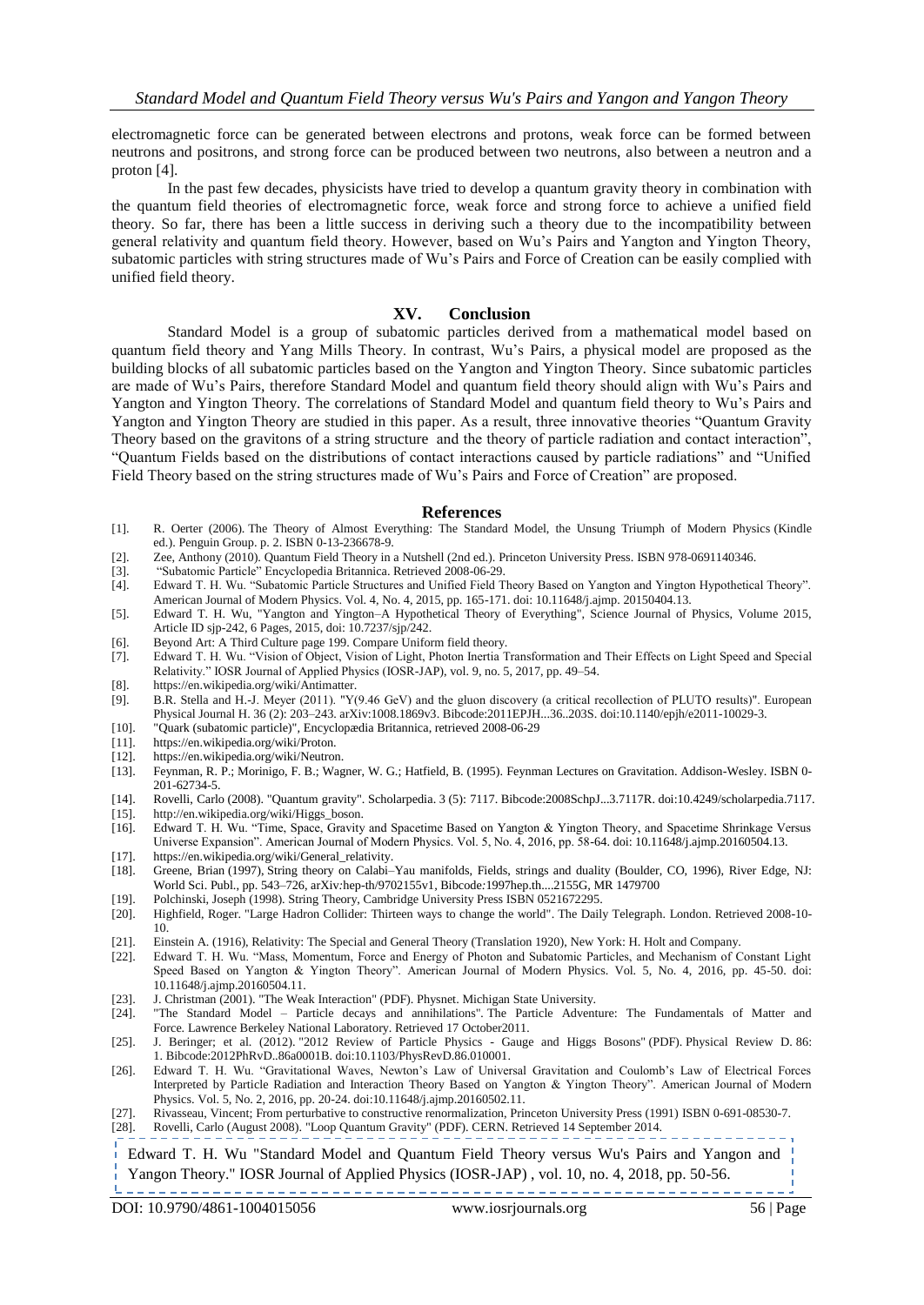electromagnetic force can be generated between electrons and protons, weak force can be formed between neutrons and positrons, and strong force can be produced between two neutrons, also between a neutron and a proton [4].

In the past few decades, physicists have tried to develop a quantum gravity theory in combination with the quantum field theories of electromagnetic force, weak force and strong force to achieve a unified field theory. So far, there has been a little success in deriving such a theory due to the incompatibility between general relativity and quantum field theory. However, based on Wu's Pairs and Yangton and Yington Theory, subatomic particles with string structures made of Wu's Pairs and Force of Creation can be easily complied with unified field theory.

## XV. Conclusion

Standard Model is a group of subatomic particles derived from a mathematical model based on quantum field theory and Yang Mills Theory. In contrast, Wu's Pairs, a physical model are proposed as the building blocks of all subatomic particles based on the Yangton and Yington Theory. Since subatomic particles are made of Wu's Pairs, therefore Standard Model and quantum field theory should align with Wu's Pairs and Yangton and Yington Theory. The correlations of Standard Model and quantum field theory to Wu's Pairs and Yangton and Yington Theory are studied in this paper. As a result, three innovative theories "Quantum Gravity Theory based on the gravitons of a string structure and the theory of particle radiation and contact interaction", "Quantum Fields based on the distributions of contact interactions caused by particle radiations" and "Unified Field Theory based on the string structures made of Wu's Pairs and Force of Creation" are proposed.

## References

[1]. R. Oerter (2006). The Theory of Almost Everything: The Standard Model, the Unsung Triumph of Modern Physics (Kindle ed.). Penguin Group. p. 2. ISBN 0-13-236678-9.

[2]. Zee, Anthony (2010). Quantum Field Theory in a Nutshell (2nd ed.). Princeton University Press. ISBN 978-0691140346.

[3]. "Subatomic Particle" Encyclopedia Britannica. Retrieved 2008-06-29.

[4]. Edward T. H. Wu. "Subatomic Particle Structures and Unified Field Theory Based on Yangton and Yington Hypothetical Theory". American Journal of Modern Physics. Vol. 4, No. 4, 2015, pp. 165-171. doi: 10.11648/j.ajmp. 20150404.13.

[5]. Edward T. H. Wu, "Yangton and Yington–A Hypothetical Theory of Everything", Science Journal of Physics, Volume 2015, Article ID sjp-242, 6 Pages, 2015, doi: 10.7237/sjp/242.

[6]. Beyond Art: A Third Culture page 199. Compare Uniform field theory.

[7]. Edward T. H. Wu. "Vision of Object, Vision of Light, Photon Inertia Transformation and Their Effects on Light Speed and Special Relativity." IOSR Journal of Applied Physics (IOSR-JAP), vol. 9, no. 5, 2017, pp. 49–54.

[8]. https://en.wikipedia.org/wiki/Antimatter.

[9]. B.R. Stella and H.-J. Meyer (2011). "Υ(9.46 GeV) and the gluon discovery (a critical recollection of PLUTO results)". European Physical Journal H. 36 (2): 203–243. arXiv:1008.1869v3. Bibcode:2011EPJH...36..203S. doi:10.1140/epjh/e2011-10029-3.

[10]. "Quark (subatomic particle)", Encyclopædia Britannica, retrieved 2008-06-29

[11]. https://en.wikipedia.org/wiki/Proton.

[12]. https://en.wikipedia.org/wiki/Neutron.

[13]. Feynman, R. P.; Morinigo, F. B.; Wagner, W. G.; Hatfield, B. (1995). Feynman Lectures on Gravitation. Addison-Wesley. ISBN 0-201-62734-5.

[14]. Rovelli, Carlo (2008). "Quantum gravity". Scholarpedia. 3 (5): 7117. Bibcode:2008SchpJ...3.7117R. doi:10.4249/scholarpedia.7117.

[15]. http://en.wikipedia.org/wiki/Higgs_boson.

[16]. Edward T. H. Wu. "Time, Space, Gravity and Spacetime Based on Yangton & Yington Theory, and Spacetime Shrinkage Versus Universe Expansion". American Journal of Modern Physics. Vol. 5, No. 4, 2016, pp. 58-64. doi: 10.11648/j.ajmp.20160504.13.

[17]. https://en.wikipedia.org/wiki/General_relativity.

[18]. Greene, Brian (1997), String theory on Calabi–Yau manifolds, Fields, strings and duality (Boulder, CO, 1996), River Edge, NJ: World Sci. Publ., pp. 543–726, arXiv:hep-th/9702155v1, Bibcode:1997hep.th....2155G, MR 1479700

[19]. Polchinski, Joseph (1998). String Theory, Cambridge University Press ISBN 0521672295.

[20]. Highfield, Roger. "Large Hadron Collider: Thirteen ways to change the world". The Daily Telegraph. London. Retrieved 2008-10-10.

[21]. Einstein A. (1916), Relativity: The Special and General Theory (Translation 1920), New York: H. Holt and Company.

[22]. Edward T. H. Wu. "Mass, Momentum, Force and Energy of Photon and Subatomic Particles, and Mechanism of Constant Light Speed Based on Yangton & Yington Theory". American Journal of Modern Physics. Vol. 5, No. 4, 2016, pp. 45-50. doi: 10.11648/j.ajmp.20160504.11.

[23]. J. Christman (2001). "The Weak Interaction" (PDF). Physnet. Michigan State University.

[24]. "The Standard Model – Particle decays and annihilations". The Particle Adventure: The Fundamentals of Matter and Force. Lawrence Berkeley National Laboratory. Retrieved 17 October2011.

[25]. J. Beringer; et al. (2012). "2012 Review of Particle Physics - Gauge and Higgs Bosons" (PDF). Physical Review D. 86: 1. Bibcode:2012PhRvD..86a0001B. doi:10.1103/PhysRevD.86.010001.

[26]. Edward T. H. Wu. "Gravitational Waves, Newton's Law of Universal Gravitation and Coulomb's Law of Electrical Forces Interpreted by Particle Radiation and Interaction Theory Based on Yangton & Yington Theory". American Journal of Modern Physics. Vol. 5, No. 2, 2016, pp. 20-24. doi: 10.11648/j.ajmp.20160502.11.

[27]. Rivasseau, Vincent; From perturbative to constructive renormalization, Princeton University Press (1991) ISBN 0-691-08530-7.

[28]. Rovelli, Carlo (August 2008). "Loop Quantum Gravity" (PDF). CERN. Retrieved 14 September 2014.

Edward T. H. Wu "Standard Model and Quantum Field Theory versus Wu's Pairs and Yangon and Yangon Theory." IOSR Journal of Applied Physics (IOSR-JAP) , vol. 10, no. 4, 2018, pp. 50-56.